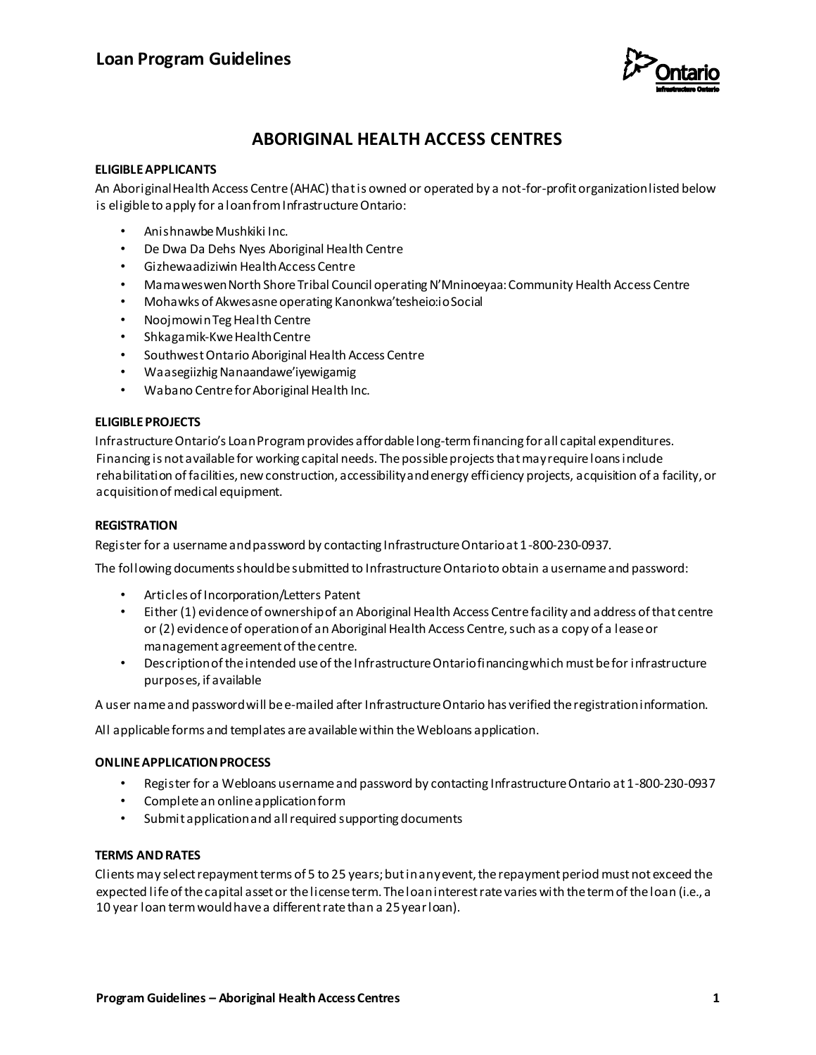# Loan Program Guidelines

## ABORIGINAL HEALTH ACCESS CENTRES

### ELIGIBLE APPLICANTS

An Aboriginal Health Access Centre (AHAC) that is owned or operated by a not-for-profit organization listed below is eligible to apply for a loan from Infrastructure Ontario:

- Anishnawbe Mushkiki Inc.
- De Dwa Da Dehs Nyes Aboriginal Health Centre
- Gizhewaadiziwin Health Access Centre
- Mamaweswen North Shore Tribal Council operating N'Mninoeyaa: Community Health Access Centre
- Mohawks of Akwesasne operating Kanonkwa'tesheio:io Social
- Noojmowin Teg Health Centre
- Shkagamik-Kwe Health Centre
- Southwest Ontario Aboriginal Health Access Centre
- Waasegiizhig Nanaandawe'iyewigamig
- Wabano Centre for Aboriginal Health Inc.

### ELIGIBLE PROJECTS

Infrastructure Ontario's Loan Program provides affordable long-term financing for all capital expenditures. Financing is not available for working capital needs. The possible projects that may require loans include rehabilitation of facilities, new construction, accessibility and energy efficiency projects, acquisition of a facility, or acquisition of medical equipment.

### REGISTRATION

Register for a username and password by contacting Infrastructure Ontario at 1-800-230-0937.

The following documents should be submitted to Infrastructure Ontario to obtain a username and password:

- Articles of Incorporation/Letters Patent
- Either (1) evidence of ownership of an Aboriginal Health Access Centre facility and address of that centre or (2) evidence of operation of an Aboriginal Health Access Centre, such as a copy of a lease or management agreement of the centre.
- Description of the intended use of the Infrastructure Ontario financing which must be for infrastructure purposes, if available

A user name and password will be e-mailed after Infrastructure Ontario has verified the registration information.

All applicable forms and templates are available within the Webloans application.

### ONLINE APPLICATION PROCESS

- Register for a Webloans username and password by contacting Infrastructure Ontario at 1-800-230-0937
- Complete an online application form
- Submit application and all required supporting documents

### TERMS AND RATES

Clients may select repayment terms of 5 to 25 years; but in any event, the repayment period must not exceed the expected life of the capital asset or the license term. The loan interest rate varies with the term of the loan (i.e., a 10 year loan term would have a different rate than a 25 year loan).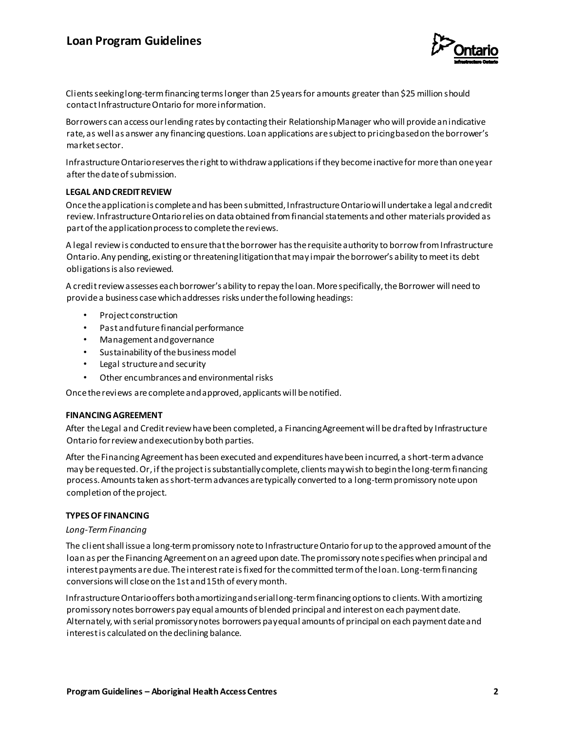Clients seeking long-term financing terms longer than 25 years for amounts greater than $25 million should contact Infrastructure Ontario for more information.

Borrowers can access our lending rates by contacting their Relationship Manager who will provide an indicative rate, as well as answer any financing questions. Loan applications are subject to pricing based on the borrower's market sector.

Infrastructure Ontario reserves the right to withdraw applications if they become inactive for more than one year after the date of submission.

**LEGAL AND CREDIT REVIEW**

Once the application is complete and has been submitted, Infrastructure Ontario will undertake a legal and credit review. Infrastructure Ontario relies on data obtained from financial statements and other materials provided as part of the application process to complete the reviews.

A legal review is conducted to ensure that the borrower has the requisite authority to borrow from Infrastructure Ontario. Any pending, existing or threatening litigation that may impair the borrower's ability to meet its debt obligations is also reviewed.

A credit review assesses each borrower's ability to repay the loan. More specifically, the Borrower will need to provide a business case which addresses risks under the following headings:

- Project construction
- Past and future financial performance
- Management and governance
- Sustainability of the business model
- Legal structure and security
- Other encumbrances and environmental risks

Once the reviews are complete and approved, applicants will be notified.

**FINANCING AGREEMENT**

After the Legal and Credit review have been completed, a Financing Agreement will be drafted by Infrastructure Ontario for review and execution by both parties.

After the Financing Agreement has been executed and expenditures have been incurred, a short-term advance may be requested. Or, if the project is substantially complete, clients may wish to begin the long-term financing process. Amounts taken as short-term advances are typically converted to a long-term promissory note upon completion of the project.

**TYPES OF FINANCING**

*Long-Term Financing*

The client shall issue a long-term promissory note to Infrastructure Ontario for up to the approved amount of the loan as per the Financing Agreement on an agreed upon date. The promissory note specifies when principal and interest payments are due. The interest rate is fixed for the committed term of the loan. Long-term financing conversions will close on the 1st and 15th of every month.

Infrastructure Ontario offers both amortizing and serial long-term financing options to clients. With amortizing promissory notes borrowers pay equal amounts of blended principal and interest on each payment date. Alternately, with serial promissory notes borrowers pay equal amounts of principal on each payment date and interest is calculated on the declining balance.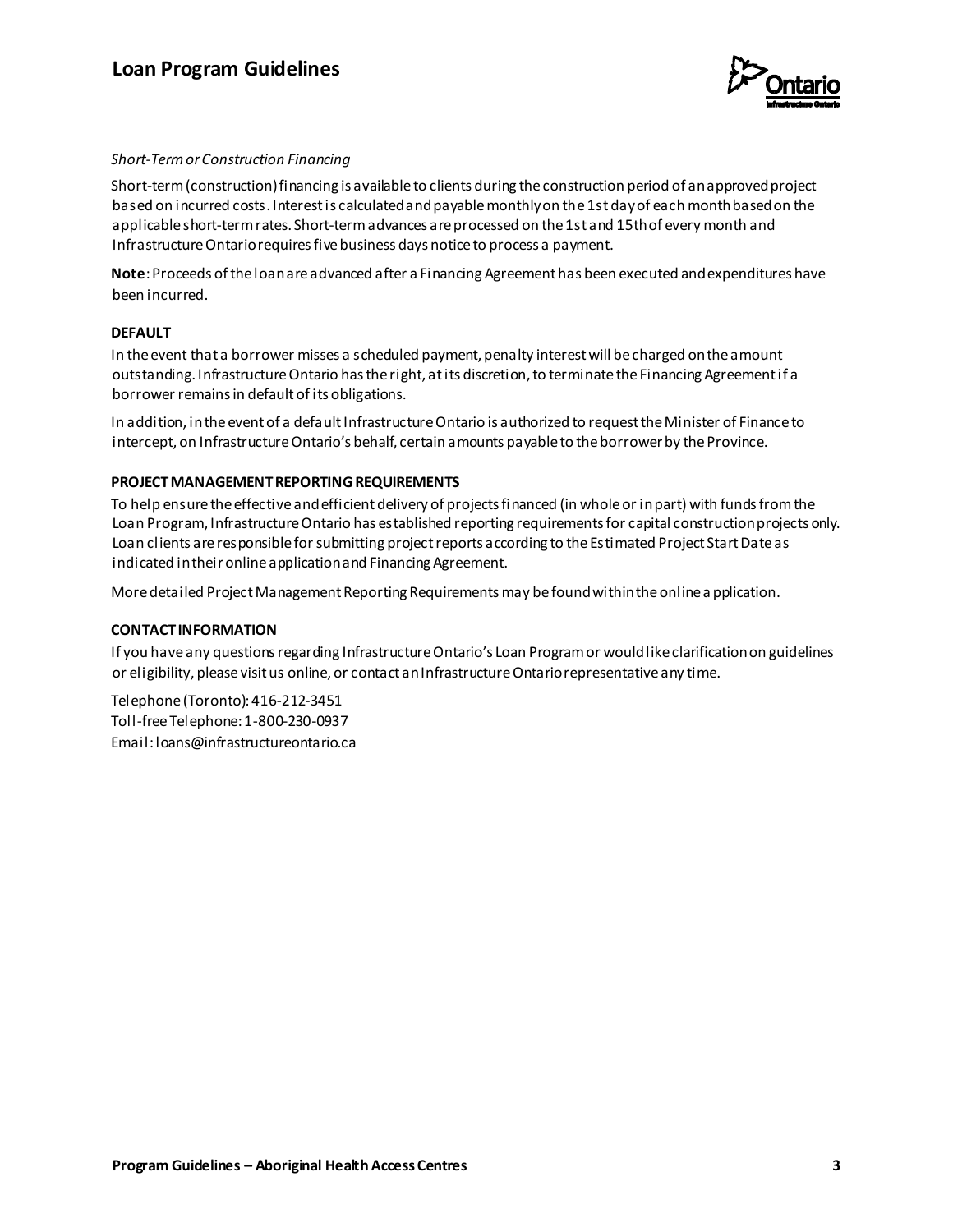*Short-Term or Construction Financing*

Short-term (construction) financing is available to clients during the construction period of an approved project based on incurred costs. Interest is calculated and payable monthly on the 1st day of each month based on the applicable short-term rates. Short-term advances are processed on the 1st and 15th of every month and Infrastructure Ontario requires five business days notice to process a payment.

**Note**: Proceeds of the loan are advanced after a Financing Agreement has been executed and expenditures have been incurred.

### DEFAULT

In the event that a borrower misses a scheduled payment, penalty interest will be charged on the amount outstanding. Infrastructure Ontario has the right, at its discretion, to terminate the Financing Agreement if a borrower remains in default of its obligations.

In addition, in the event of a default Infrastructure Ontario is authorized to request the Minister of Finance to intercept, on Infrastructure Ontario's behalf, certain amounts payable to the borrower by the Province.

### PROJECT MANAGEMENT REPORTING REQUIREMENTS

To help ensure the effective and efficient delivery of projects financed (in whole or in part) with funds from the Loan Program, Infrastructure Ontario has established reporting requirements for capital construction projects only. Loan clients are responsible for submitting project reports according to the Estimated Project Start Date as indicated in their online application and Financing Agreement.

More detailed Project Management Reporting Requirements may be found within the online application.

### CONTACT INFORMATION

If you have any questions regarding Infrastructure Ontario's Loan Program or would like clarification on guidelines or eligibility, please visit us online, or contact an Infrastructure Ontario representative any time.

Telephone (Toronto): 416-212-3451
Toll-free Telephone: 1-800-230-0937
Email: loans@infrastructureontario.ca